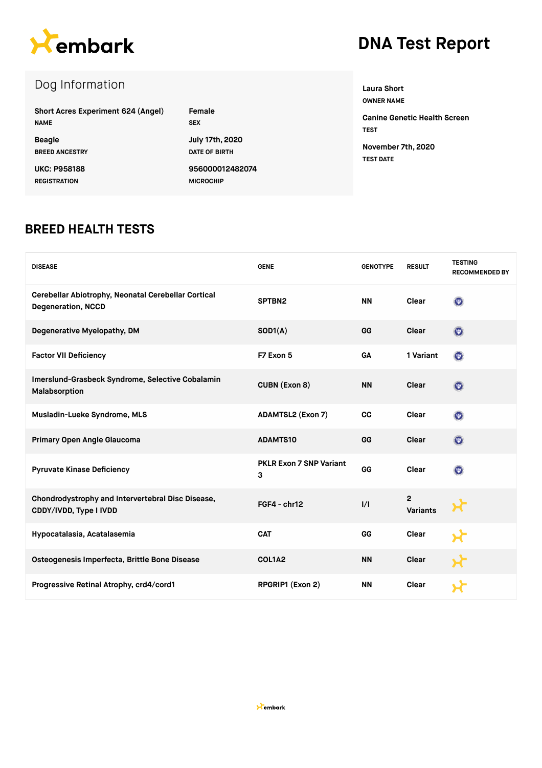embark

# DNA Test Report

## Dog Information

**Short Acres Experiment 624 (Angel)**
NAME

**Female**
SEX

**Beagle**
BREED ANCESTRY

**July 17th, 2020**
DATE OF BIRTH

**UKC: P958188**
REGISTRATION

**956000012482074**
MICROCHIP

**Laura Short**
OWNER NAME

**Canine Genetic Health Screen**
TEST

**November 7th, 2020**
TEST DATE

## BREED HEALTH TESTS

| DISEASE | GENE | GENOTYPE | RESULT | TESTING RECOMMENDED BY |
|---|---|---|---|---|
| Cerebellar Abiotrophy, Neonatal Cerebellar Cortical Degeneration, NCCD | SPTBN2 | NN | Clear | |
| Degenerative Myelopathy, DM | SOD1(A) | GG | Clear | |
| Factor VII Deficiency | F7 Exon 5 | GA | 1 Variant | |
| Imerslund-Grasbeck Syndrome, Selective Cobalamin Malabsorption | CUBN (Exon 8) | NN | Clear | |
| Musladin-Lueke Syndrome, MLS | ADAMTSL2 (Exon 7) | CC | Clear | |
| Primary Open Angle Glaucoma | ADAMTS10 | GG | Clear | |
| Pyruvate Kinase Deficiency | PKLR Exon 7 SNP Variant 3 | GG | Clear | |
| Chondrodystrophy and Intervertebral Disc Disease, CDDY/IVDD, Type I IVDD | FGF4 - chr12 | I/I | 2 Variants | |
| Hypocatalasia, Acatalasemia | CAT | GG | Clear | |
| Osteogenesis Imperfecta, Brittle Bone Disease | COL1A2 | NN | Clear | |
| Progressive Retinal Atrophy, crd4/cord1 | RPGRIP1 (Exon 2) | NN | Clear | |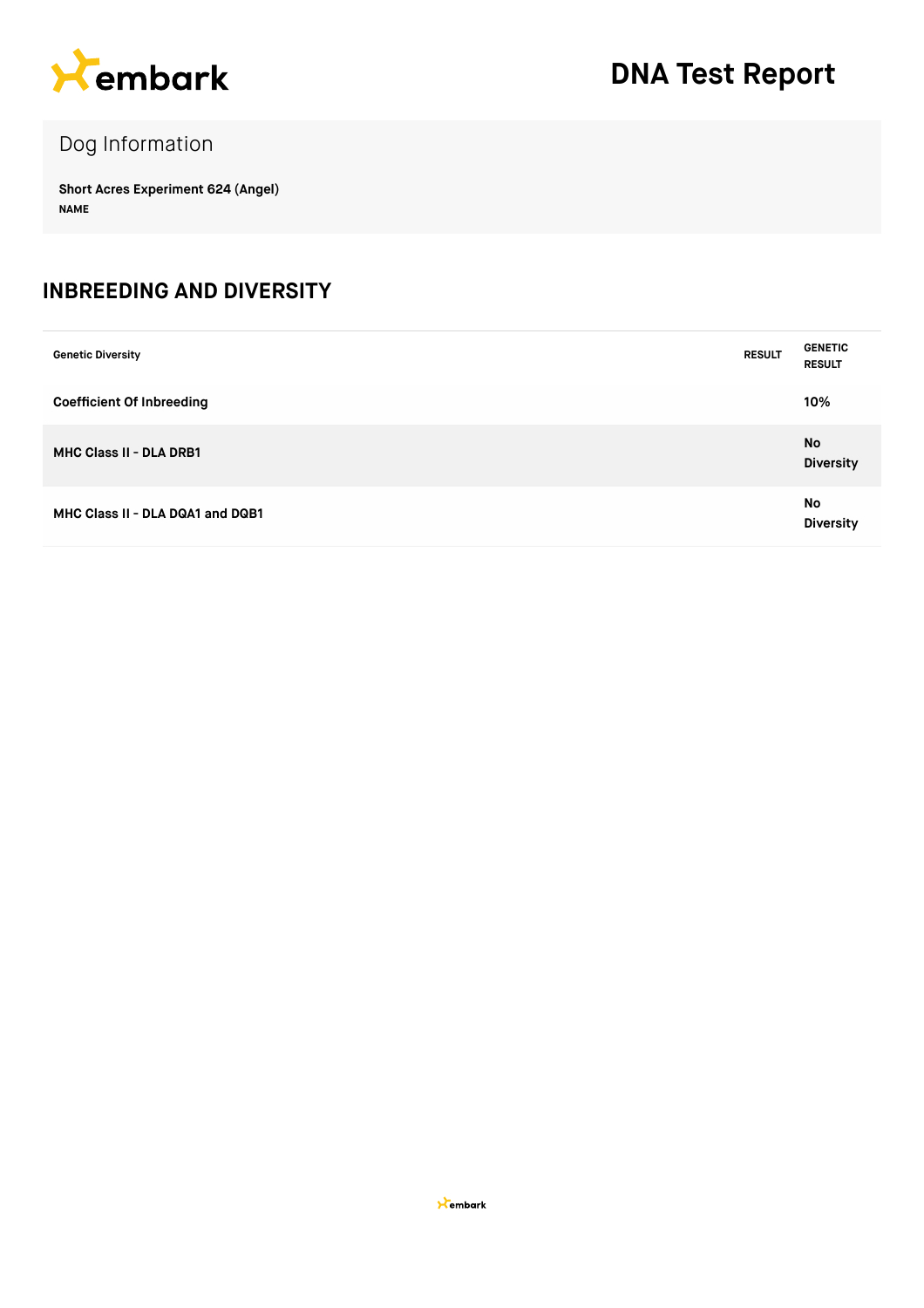# DNA Test Report

## Dog Information

**Short Acres Experiment 624 (Angel)**
**NAME**

## INBREEDING AND DIVERSITY

| Genetic Diversity | RESULT | GENETIC RESULT |
| --- | --- | --- |
| **Coefficient Of Inbreeding** | | **10%** |
| **MHC Class II - DLA DRB1** | | **No Diversity** |
| **MHC Class II - DLA DQA1 and DQB1** | | **No Diversity** |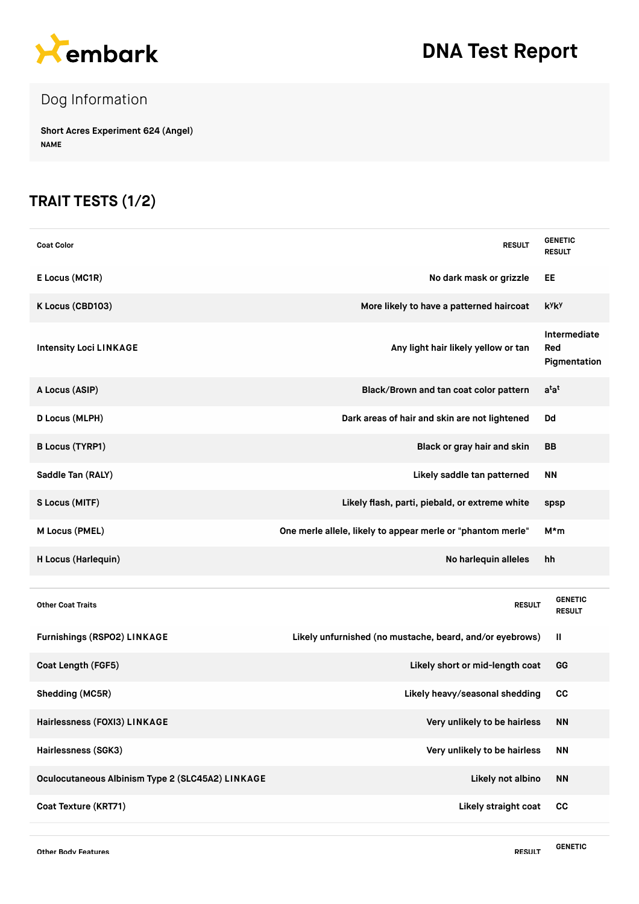embark

# DNA Test Report

## Dog Information

**Short Acres Experiment 624 (Angel)**
NAME

## TRAIT TESTS (1/2)

| Coat Color | RESULT | GENETIC RESULT |
|---|---|---|
| E Locus (MC1R) | No dark mask or grizzle | EE |
| K Locus (CBD103) | More likely to have a patterned haircoat | $k^y k^y$ |
| Intensity Loci LINKAGE | Any light hair likely yellow or tan | Intermediate Red Pigmentation |
| A Locus (ASIP) | Black/Brown and tan coat color pattern | $a^t a^t$ |
| D Locus (MLPH) | Dark areas of hair and skin are not lightened | Dd |
| B Locus (TYRP1) | Black or gray hair and skin | BB |
| Saddle Tan (RALY) | Likely saddle tan patterned | NN |
| S Locus (MITF) | Likely flash, parti, piebald, or extreme white | spsp |
| M Locus (PMEL) | One merle allele, likely to appear merle or "phantom merle" | M*m |
| H Locus (Harlequin) | No harlequin alleles | hh |

| Other Coat Traits | RESULT | GENETIC RESULT |
|---|---|---|
| Furnishings (RSPO2) LINKAGE | Likely unfurnished (no mustache, beard, and/or eyebrows) | II |
| Coat Length (FGF5) | Likely short or mid-length coat | GG |
| Shedding (MC5R) | Likely heavy/seasonal shedding | CC |
| Hairlessness (FOXI3) LINKAGE | Very unlikely to be hairless | NN |
| Hairlessness (SGK3) | Very unlikely to be hairless | NN |
| Oculocutaneous Albinism Type 2 (SLC45A2) LINKAGE | Likely not albino | NN |
| Coat Texture (KRT71) | Likely straight coat | CC |

| Other Body Features | RESULT | GENETIC |
|---|---|---|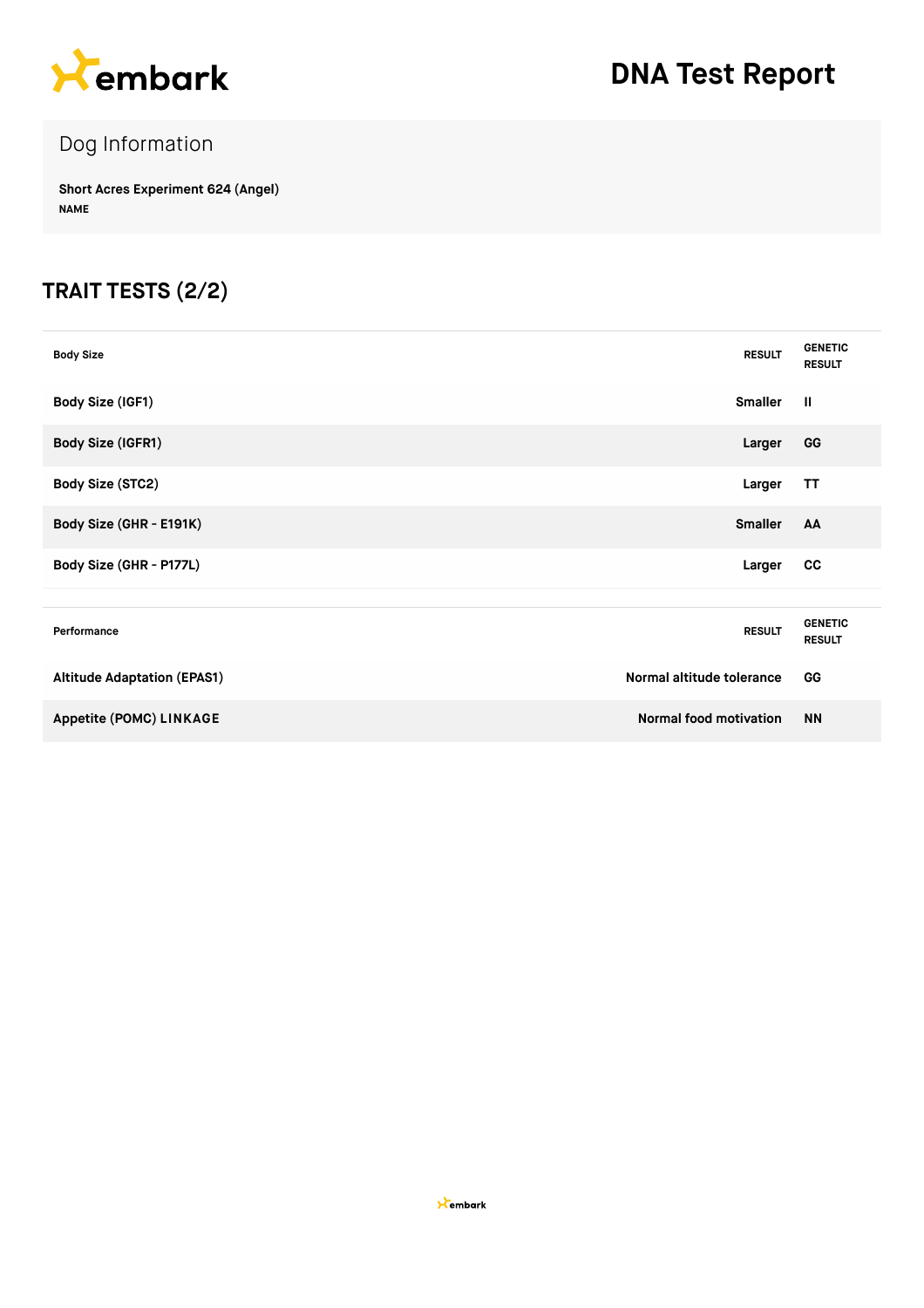# DNA Test Report

## Dog Information

**Short Acres Experiment 624 (Angel)**
NAME

## TRAIT TESTS (2/2)

| Body Size | RESULT | GENETIC RESULT |
|---|---|---|
| Body Size (IGF1) | Smaller | II |
| Body Size (IGFR1) | Larger | GG |
| Body Size (STC2) | Larger | TT |
| Body Size (GHR - E191K) | Smaller | AA |
| Body Size (GHR - P177L) | Larger | CC |

| Performance | RESULT | GENETIC RESULT |
|---|---|---|
| Altitude Adaptation (EPAS1) | Normal altitude tolerance | GG |
| Appetite (POMC) LINKAGE | Normal food motivation | NN |